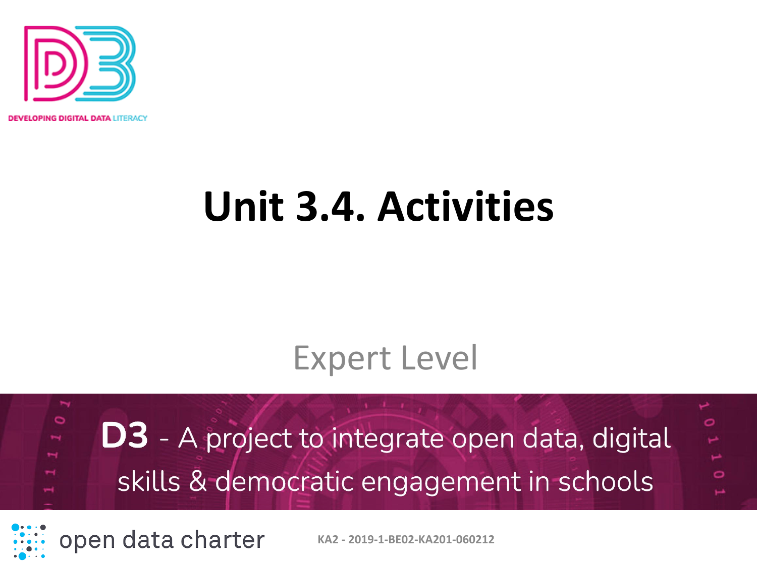DEVELOPING DIGITAL DATA LITERACY

# Unit 3.4. Activities

Expert Level

**D3** - A project to integrate open data, digital skills & democratic engagement in schools

open data charter

KA2 - 2019-1-BE02-KA201-060212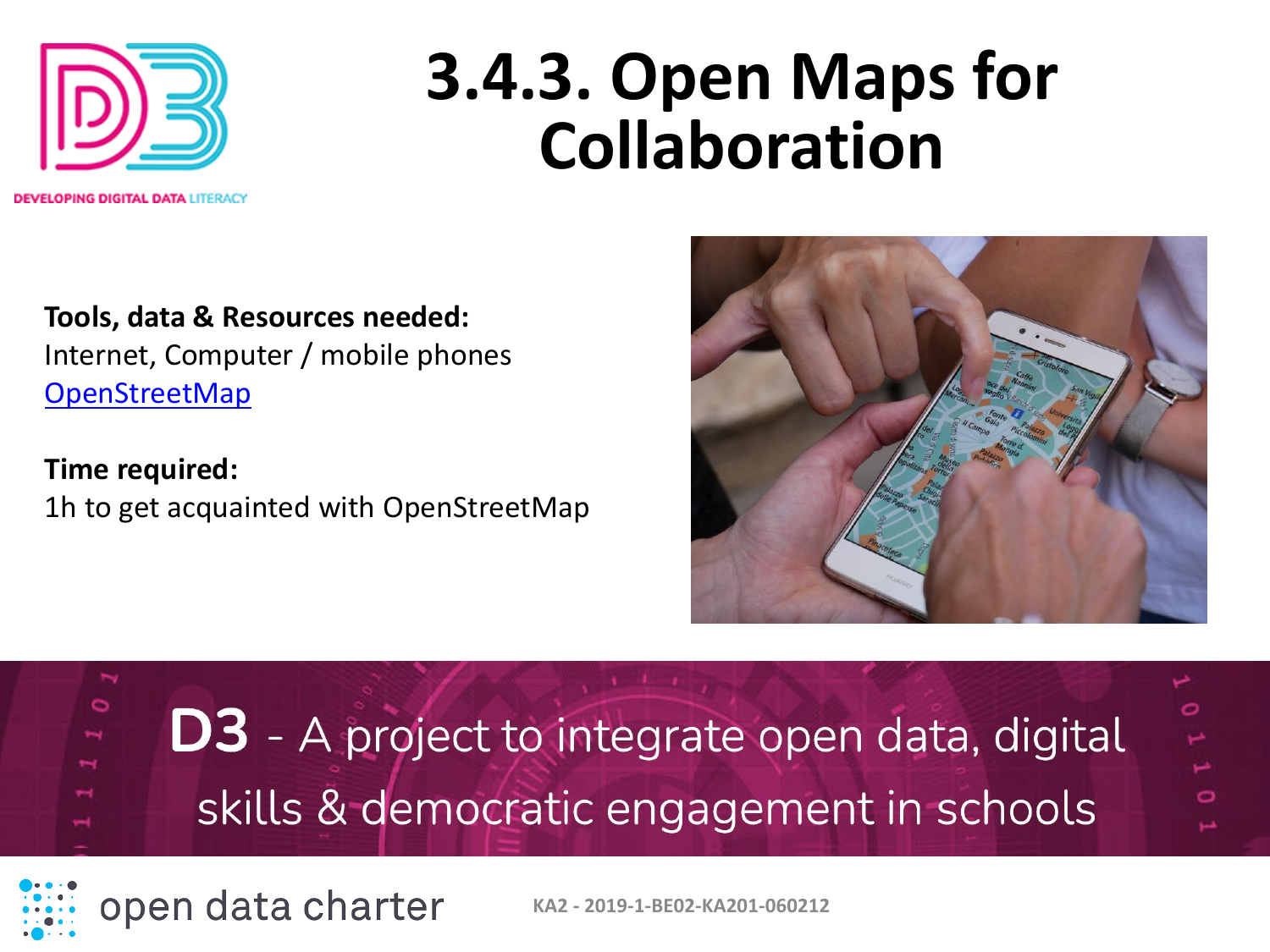# 3.4.3. Open Maps for Collaboration

**Tools, data & Resources needed:**
Internet, Computer / mobile phones
[OpenStreetMap](OpenStreetMap)

**Time required:**
1h to get acquainted with OpenStreetMap

**D3** - A project to integrate open data, digital skills & democratic engagement in schools

open data charter

KA2 - 2019-1-BE02-KA201-060212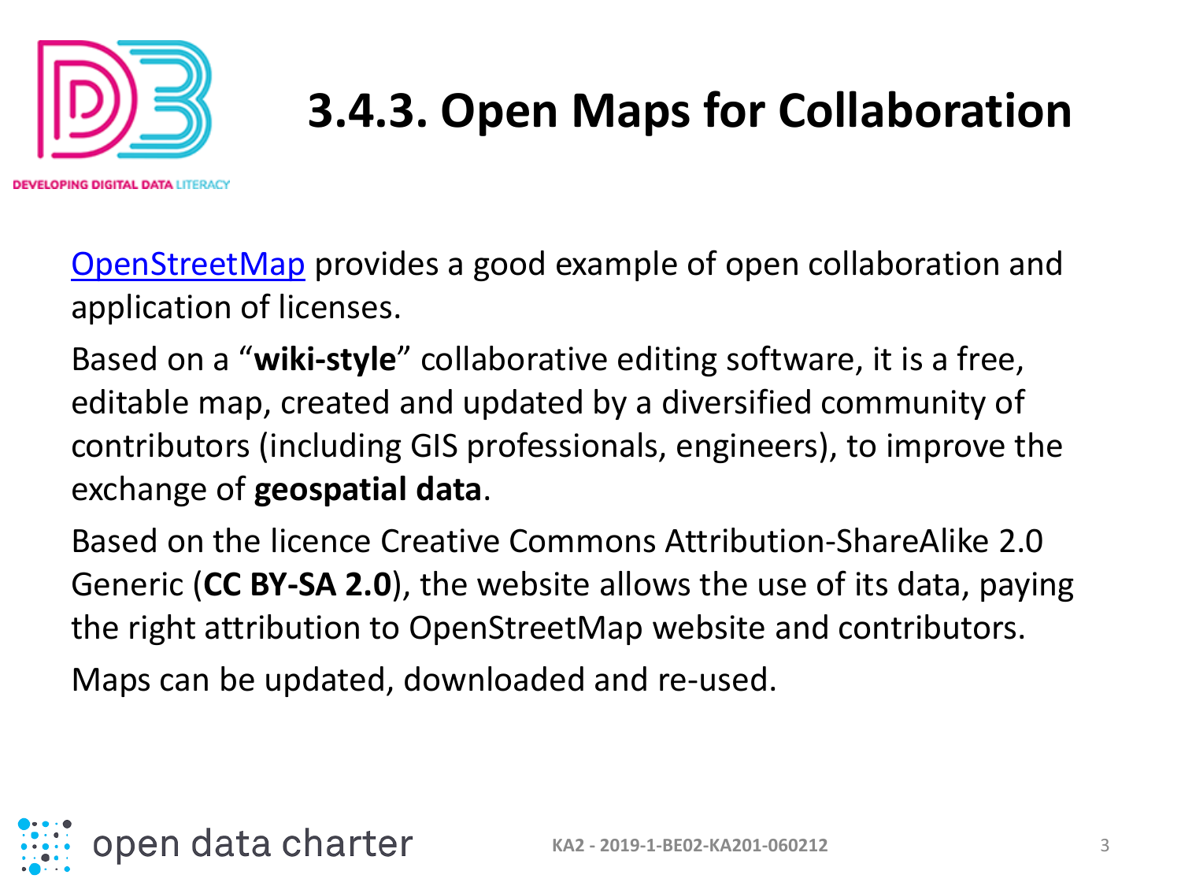# 3.4.3. Open Maps for Collaboration

OpenStreetMap provides a good example of open collaboration and application of licenses.

Based on a "**wiki-style**" collaborative editing software, it is a free, editable map, created and updated by a diversified community of contributors (including GIS professionals, engineers), to improve the exchange of **geospatial data**.

Based on the licence Creative Commons Attribution-ShareAlike 2.0 Generic (**CC BY-SA 2.0**), the website allows the use of its data, paying the right attribution to OpenStreetMap website and contributors.

Maps can be updated, downloaded and re-used.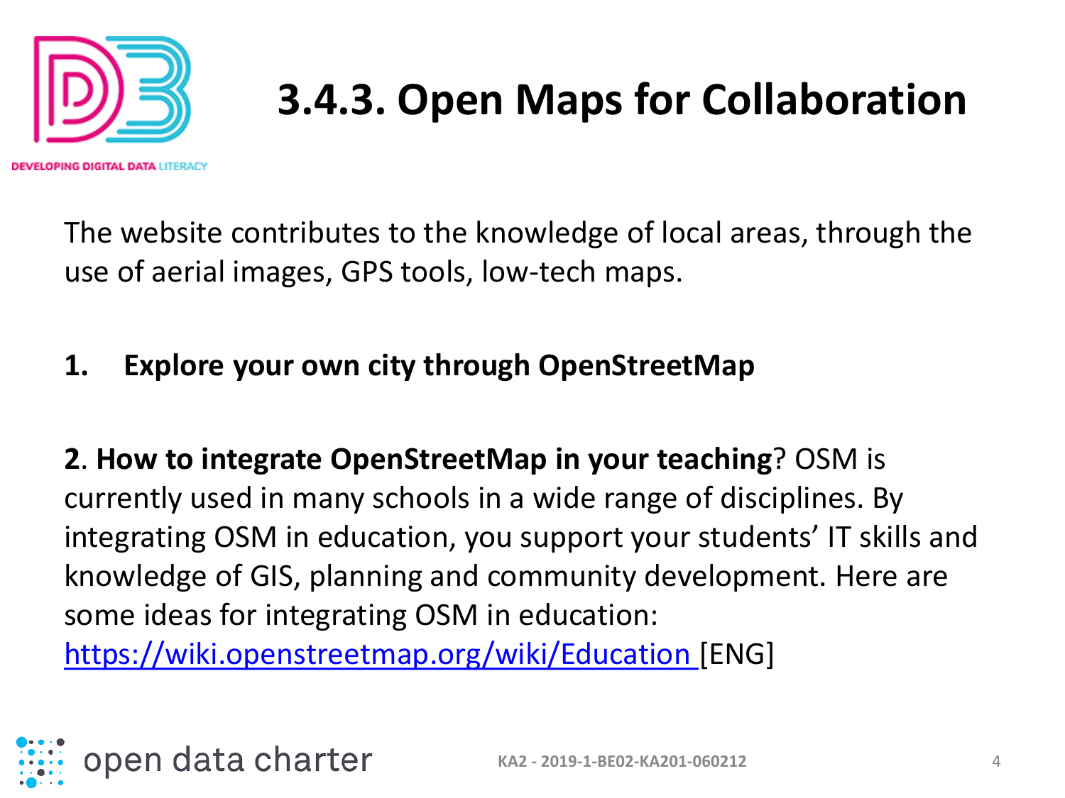# 3.4.3. Open Maps for Collaboration

The website contributes to the knowledge of local areas, through the use of aerial images, GPS tools, low-tech maps.

1. **Explore your own city through OpenStreetMap**

**2**. **How to integrate OpenStreetMap in your teaching**? OSM is currently used in many schools in a wide range of disciplines. By integrating OSM in education, you support your students' IT skills and knowledge of GIS, planning and community development. Here are some ideas for integrating OSM in education: [https://wiki.openstreetmap.org/wiki/Education](https://wiki.openstreetmap.org/wiki/Education) [ENG]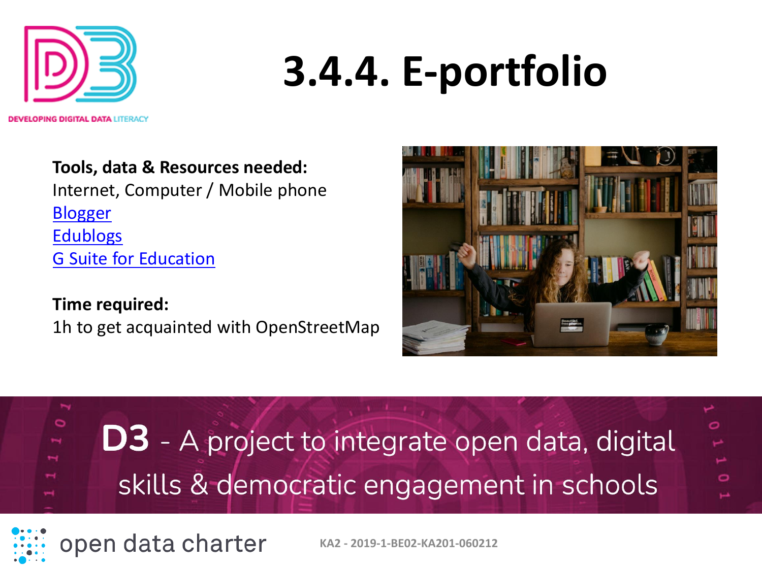# 3.4.4. E-portfolio

**Tools, data & Resources needed:**
Internet, Computer / Mobile phone
Blogger
Edublogs
G Suite for Education

**Time required:**
1h to get acquainted with OpenStreetMap

**D3** - A project to integrate open data, digital skills & democratic engagement in schools

open data charter

KA2 - 2019-1-BE02-KA201-060212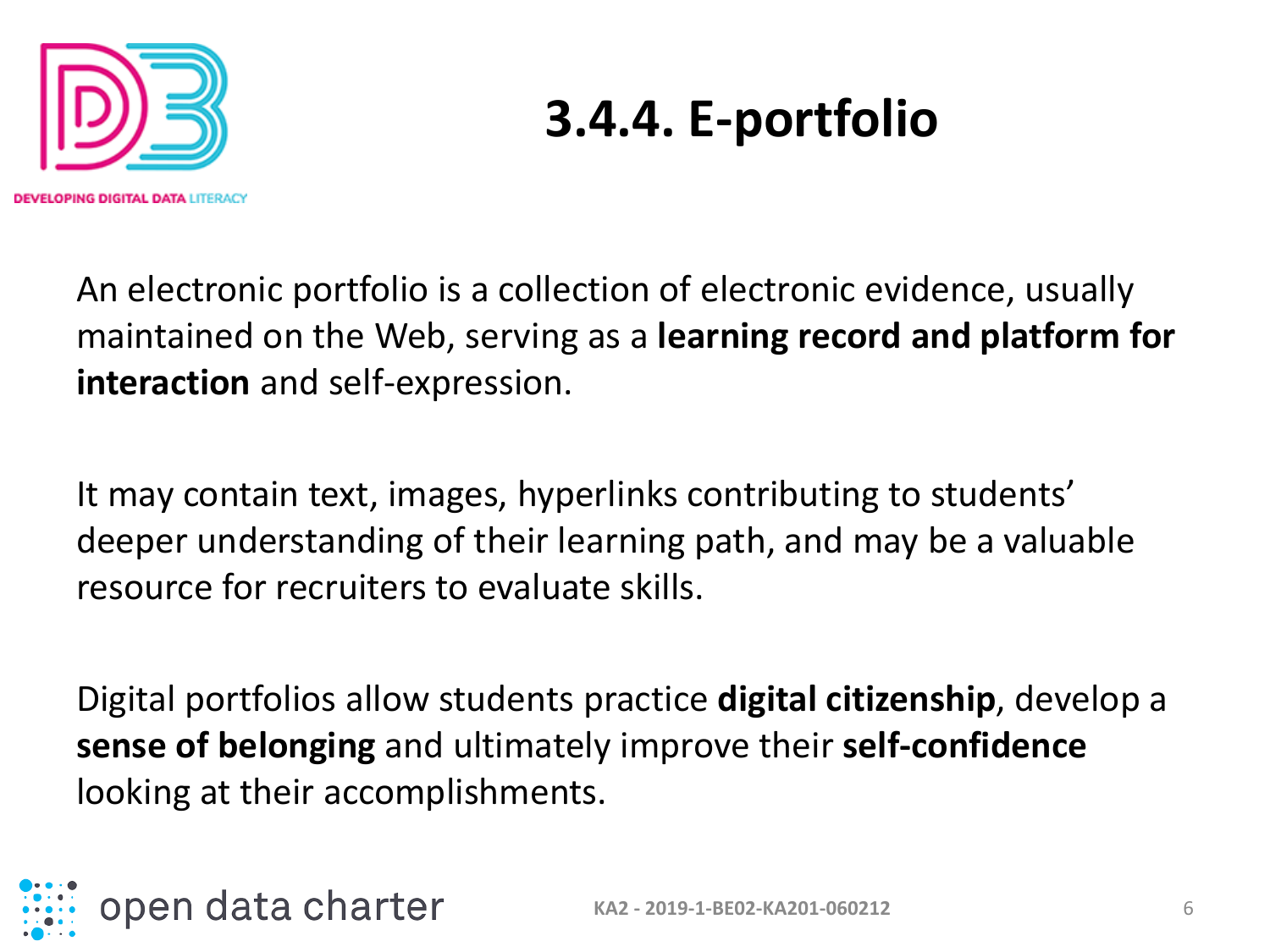# 3.4.4. E-portfolio

An electronic portfolio is a collection of electronic evidence, usually maintained on the Web, serving as a **learning record and platform for interaction** and self-expression.

It may contain text, images, hyperlinks contributing to students' deeper understanding of their learning path, and may be a valuable resource for recruiters to evaluate skills.

Digital portfolios allow students practice **digital citizenship**, develop a **sense of belonging** and ultimately improve their **self-confidence** looking at their accomplishments.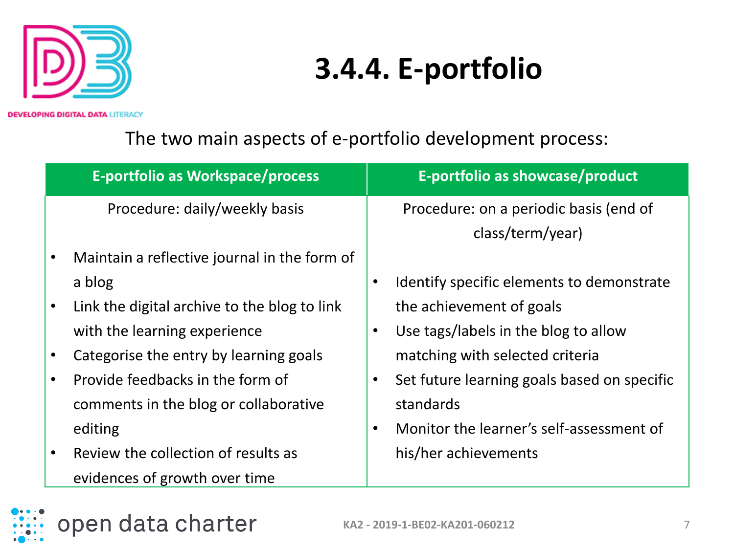# 3.4.4. E-portfolio

The two main aspects of e-portfolio development process:

| E-portfolio as Workspace/process | E-portfolio as showcase/product |
|---|---|
| Procedure: daily/weekly basis<br><br>• Maintain a reflective journal in the form of a blog<br>• Link the digital archive to the blog to link with the learning experience<br>• Categorise the entry by learning goals<br>• Provide feedbacks in the form of comments in the blog or collaborative editing<br>• Review the collection of results as evidences of growth over time | Procedure: on a periodic basis (end of class/term/year)<br><br>• Identify specific elements to demonstrate the achievement of goals<br>• Use tags/labels in the blog to allow matching with selected criteria<br>• Set future learning goals based on specific standards<br>• Monitor the learner's self-assessment of his/her achievements |

KA2 - 2019-1-BE02-KA201-060212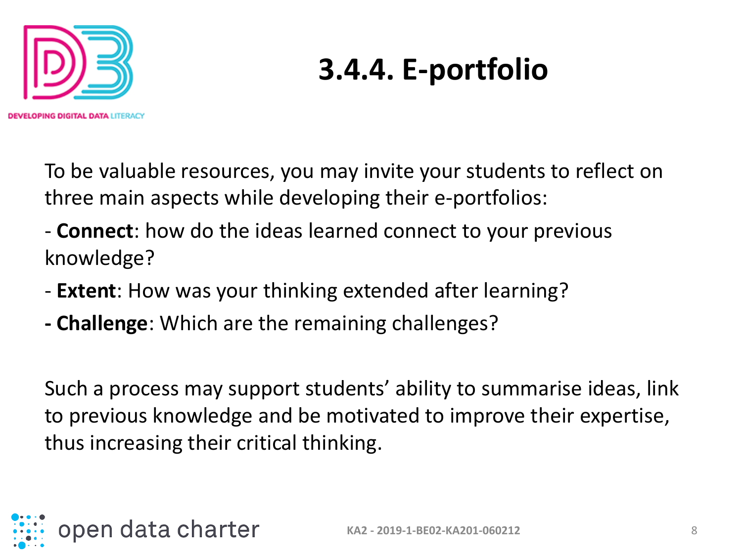# 3.4.4. E-portfolio

To be valuable resources, you may invite your students to reflect on three main aspects while developing their e-portfolios:

- **Connect**: how do the ideas learned connect to your previous knowledge?
- **Extent**: How was your thinking extended after learning?
- **Challenge**: Which are the remaining challenges?

Such a process may support students' ability to summarise ideas, link to previous knowledge and be motivated to improve their expertise, thus increasing their critical thinking.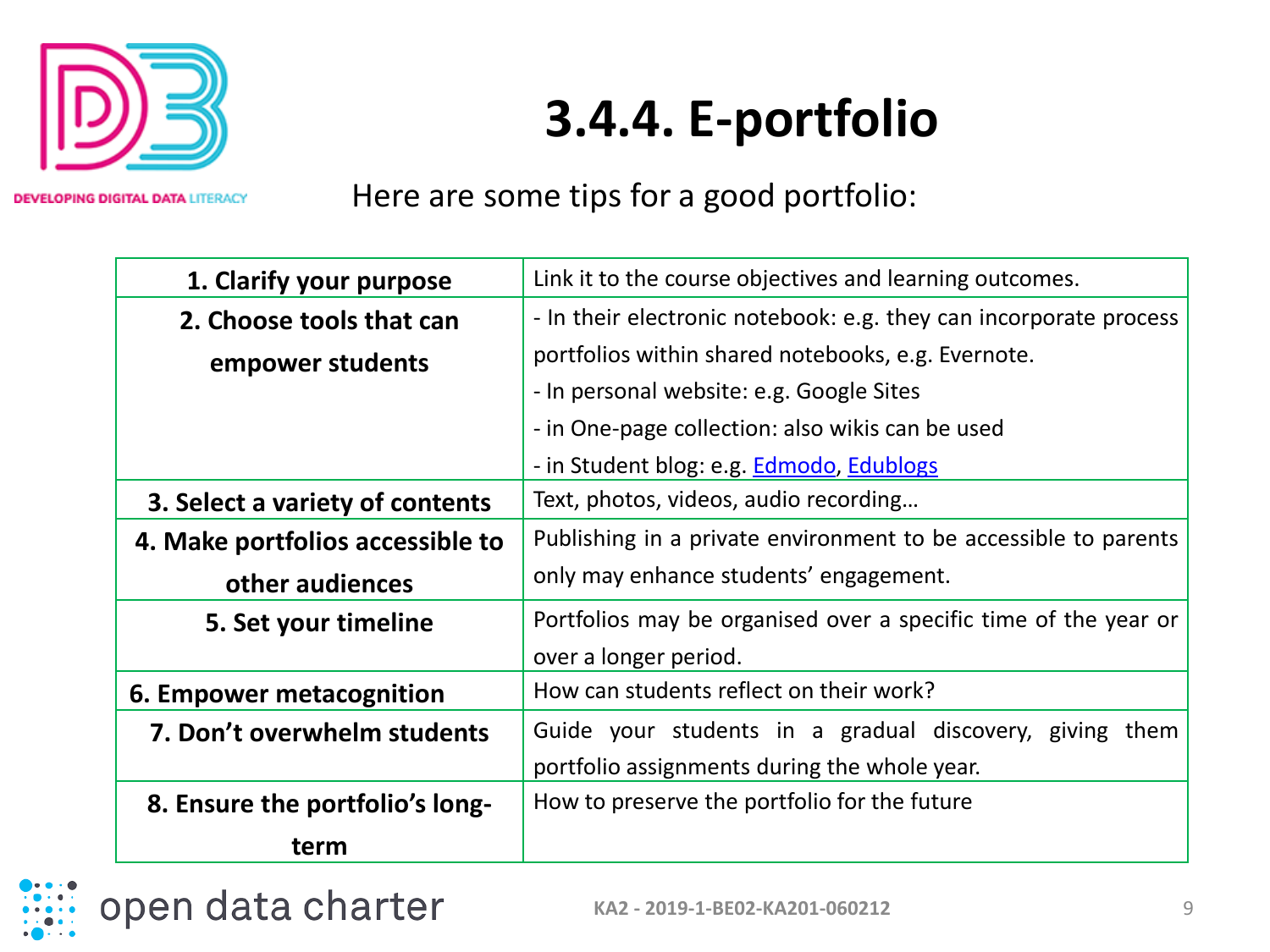# 3.4.4. E-portfolio

Here are some tips for a good portfolio:

| | |
|---|---|
| **1. Clarify your purpose** | Link it to the course objectives and learning outcomes. |
| **2. Choose tools that can empower students** | - In their electronic notebook: e.g. they can incorporate process portfolios within shared notebooks, e.g. Evernote.<br>- In personal website: e.g. Google Sites<br>- in One-page collection: also wikis can be used<br>- in Student blog: e.g. Edmodo, Edublogs |
| **3. Select a variety of contents** | Text, photos, videos, audio recording… |
| **4. Make portfolios accessible to other audiences** | Publishing in a private environment to be accessible to parents only may enhance students' engagement. |
| **5. Set your timeline** | Portfolios may be organised over a specific time of the year or over a longer period. |
| **6. Empower metacognition** | How can students reflect on their work? |
| **7. Don't overwhelm students** | Guide your students in a gradual discovery, giving them portfolio assignments during the whole year. |
| **8. Ensure the portfolio's long-term** | How to preserve the portfolio for the future |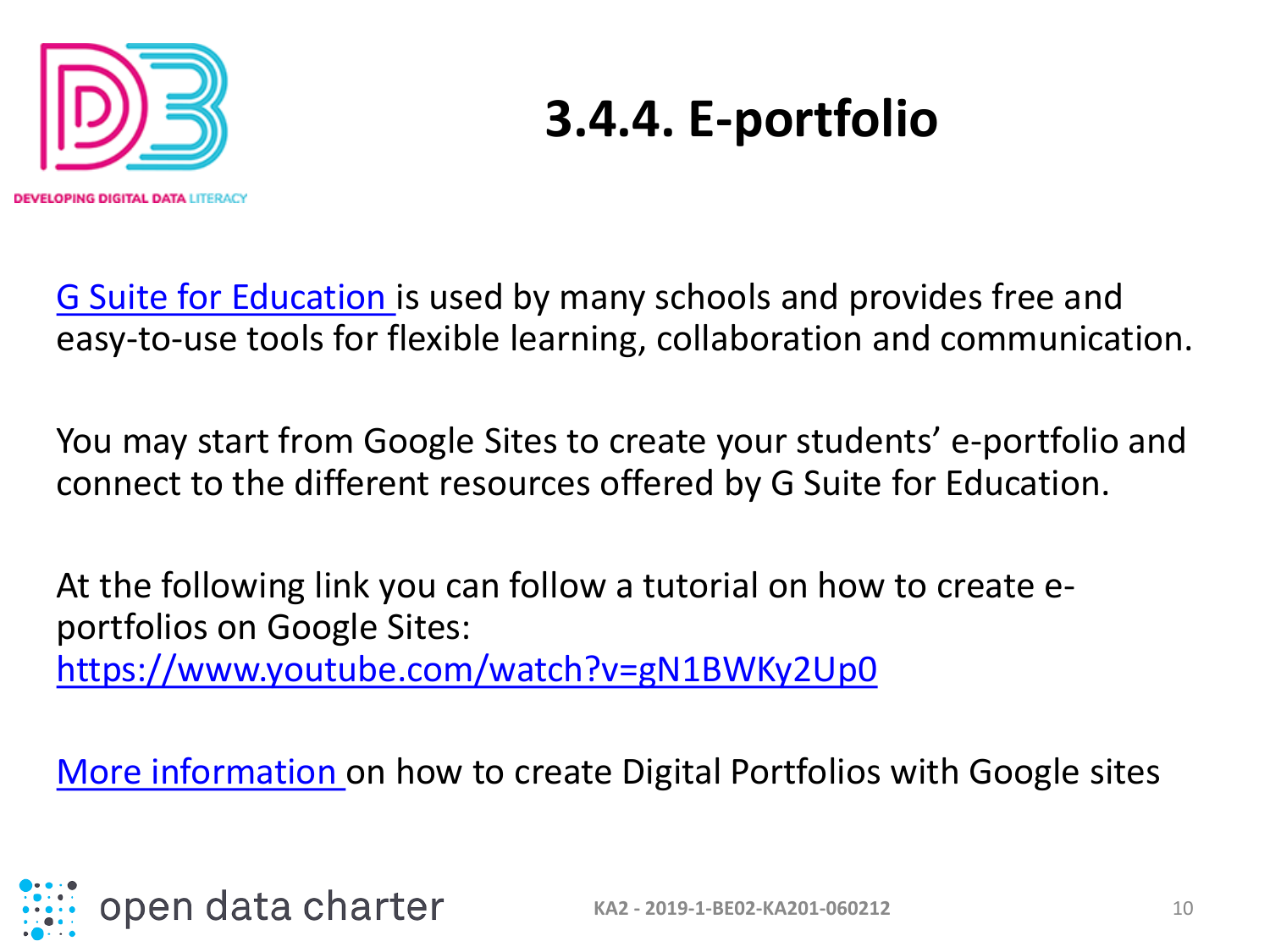# 3.4.4. E-portfolio

G Suite for Education is used by many schools and provides free and easy-to-use tools for flexible learning, collaboration and communication.

You may start from Google Sites to create your students' e-portfolio and connect to the different resources offered by G Suite for Education.

At the following link you can follow a tutorial on how to create e-portfolios on Google Sites:
https://www.youtube.com/watch?v=gN1BWKy2Up0

More information on how to create Digital Portfolios with Google sites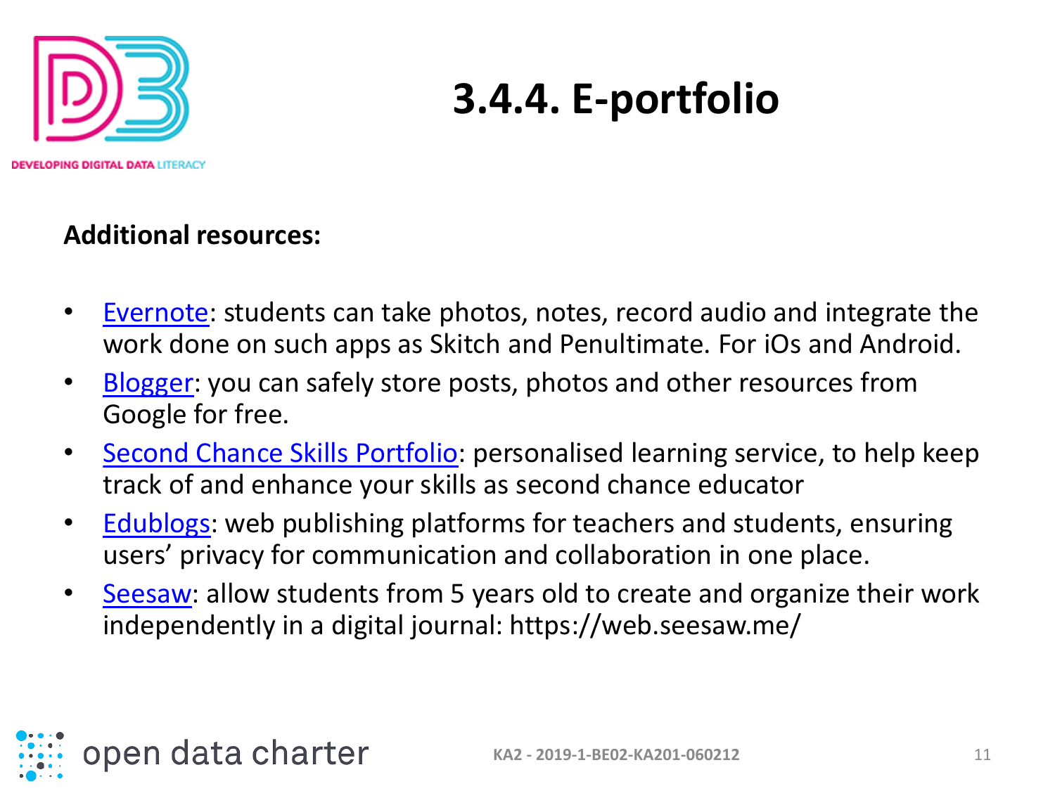# 3.4.4. E-portfolio

**Additional resources:**

- Evernote: students can take photos, notes, record audio and integrate the work done on such apps as Skitch and Penultimate. For iOs and Android.
- Blogger: you can safely store posts, photos and other resources from Google for free.
- Second Chance Skills Portfolio: personalised learning service, to help keep track of and enhance your skills as second chance educator
- Edublogs: web publishing platforms for teachers and students, ensuring users' privacy for communication and collaboration in one place.
- Seesaw: allow students from 5 years old to create and organize their work independently in a digital journal: https://web.seesaw.me/